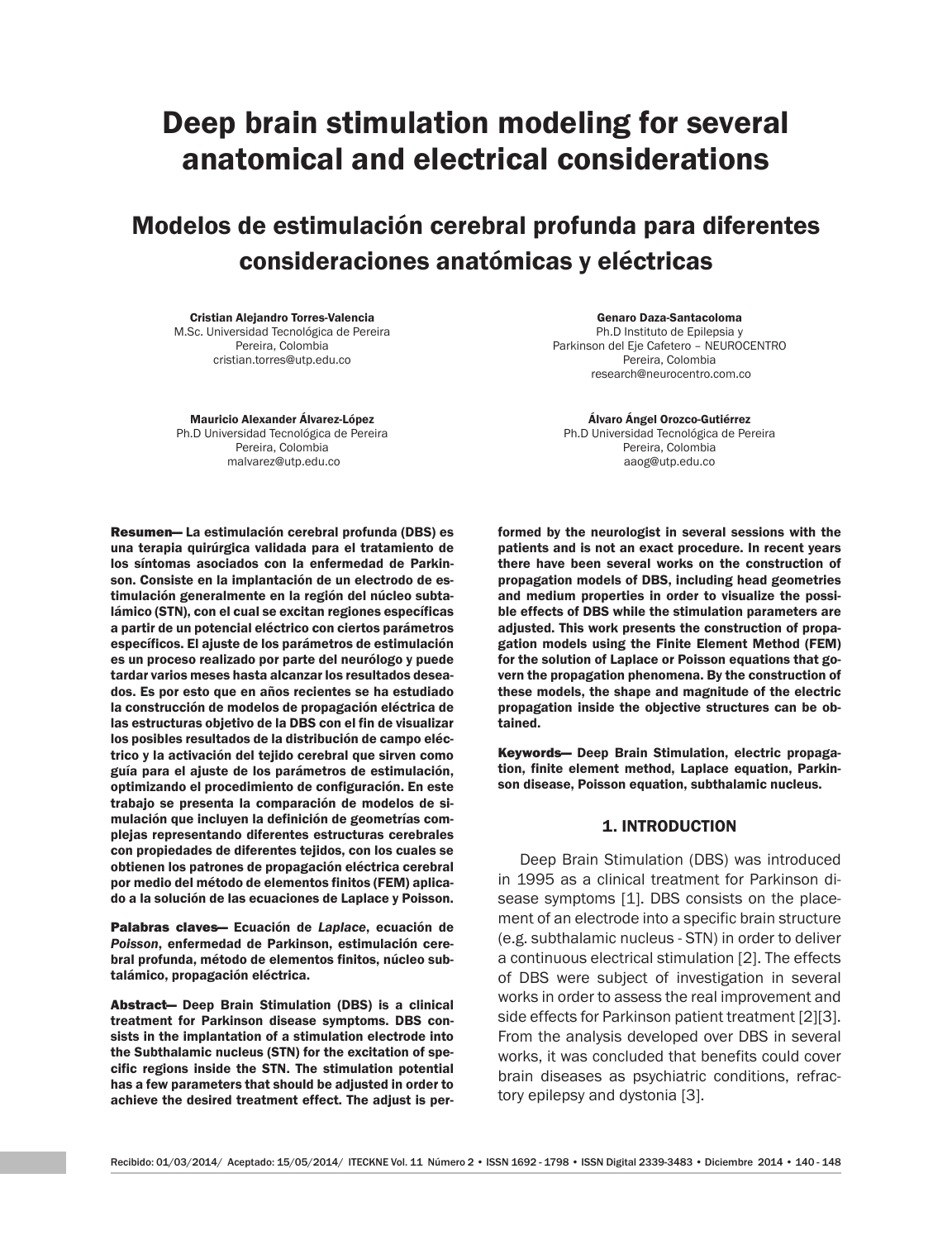# Deep brain stimulation modeling for several anatomical and electrical considerations

## Modelos de estimulación cerebral profunda para diferentes consideraciones anatómicas y eléctricas

**Cristian Alejandro Torres-Valencia**
M.Sc. Universidad Tecnológica de Pereira
Pereira, Colombia
cristian.torres@utp.edu.co

**Genaro Daza-Santacoloma**
Ph.D Instituto de Epilepsia y
Parkinson del Eje Cafetero – NEUROCENTRO
Pereira, Colombia
research@neurocentro.com.co

**Mauricio Alexander Álvarez-López**
Ph.D Universidad Tecnológica de Pereira
Pereira, Colombia
malvarez@utp.edu.co

**Álvaro Ángel Orozco-Gutiérrez**
Ph.D Universidad Tecnológica de Pereira
Pereira, Colombia
aaog@utp.edu.co

**Resumen— La estimulación cerebral profunda (DBS) es una terapia quirúrgica validada para el tratamiento de los síntomas asociados con la enfermedad de Parkinson. Consiste en la implantación de un electrodo de estimulación generalmente en la región del núcleo subtalámico (STN), con el cual se excitan regiones específicas a partir de un potencial eléctrico con ciertos parámetros específicos. El ajuste de los parámetros de estimulación es un proceso realizado por parte del neurólogo y puede tardar varios meses hasta alcanzar los resultados deseados. Es por esto que en años recientes se ha estudiado la construcción de modelos de propagación eléctrica de las estructuras objetivo de la DBS con el fin de visualizar los posibles resultados de la distribución de campo eléctrico y la activación del tejido cerebral que sirven como guía para el ajuste de los parámetros de estimulación, optimizando el procedimiento de configuración. En este trabajo se presenta la comparación de modelos de simulación que incluyen la definición de geometrías complejas representando diferentes estructuras cerebrales con propiedades de diferentes tejidos, con los cuales se obtienen los patrones de propagación eléctrica cerebral por medio del método de elementos finitos (FEM) aplicado a la solución de las ecuaciones de Laplace y Poisson.**

**Palabras claves— Ecuación de *Laplace*, ecuación de *Poisson*, enfermedad de Parkinson, estimulación cerebral profunda, método de elementos finitos, núcleo subtalámico, propagación eléctrica.**

**Abstract— Deep Brain Stimulation (DBS) is a clinical treatment for Parkinson disease symptoms. DBS consists in the implantation of a stimulation electrode into the Subthalamic nucleus (STN) for the excitation of specific regions inside the STN. The stimulation potential has a few parameters that should be adjusted in order to achieve the desired treatment effect. The adjust is performed by the neurologist in several sessions with the patients and is not an exact procedure. In recent years there have been several works on the construction of propagation models of DBS, including head geometries and medium properties in order to visualize the possible effects of DBS while the stimulation parameters are adjusted. This work presents the construction of propagation models using the Finite Element Method (FEM) for the solution of Laplace or Poisson equations that govern the propagation phenomena. By the construction of these models, the shape and magnitude of the electric propagation inside the objective structures can be obtained.**

**Keywords— Deep Brain Stimulation, electric propagation, finite element method, Laplace equation, Parkinson disease, Poisson equation, subthalamic nucleus.**

## 1. INTRODUCTION

Deep Brain Stimulation (DBS) was introduced in 1995 as a clinical treatment for Parkinson disease symptoms [1]. DBS consists on the placement of an electrode into a specific brain structure (e.g. subthalamic nucleus - STN) in order to deliver a continuous electrical stimulation [2]. The effects of DBS were subject of investigation in several works in order to assess the real improvement and side effects for Parkinson patient treatment [2][3]. From the analysis developed over DBS in several works, it was concluded that benefits could cover brain diseases as psychiatric conditions, refractory epilepsy and dystonia [3].

Recibido: 01/03/2014/ Aceptado: 15/05/2014/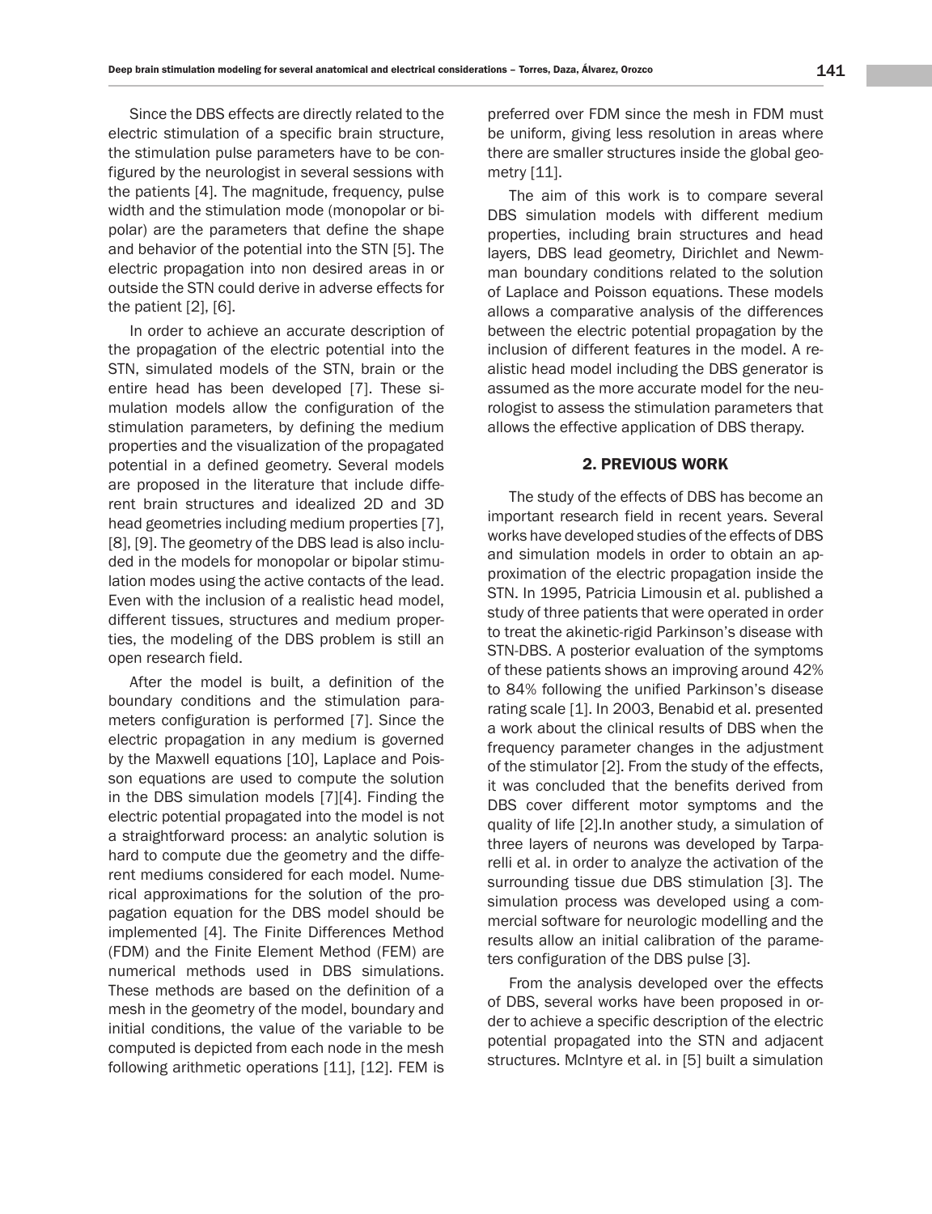Since the DBS effects are directly related to the electric stimulation of a specific brain structure, the stimulation pulse parameters have to be configured by the neurologist in several sessions with the patients [4]. The magnitude, frequency, pulse width and the stimulation mode (monopolar or bipolar) are the parameters that define the shape and behavior of the potential into the STN [5]. The electric propagation into non desired areas in or outside the STN could derive in adverse effects for the patient [2], [6].

In order to achieve an accurate description of the propagation of the electric potential into the STN, simulated models of the STN, brain or the entire head has been developed [7]. These simulation models allow the configuration of the stimulation parameters, by defining the medium properties and the visualization of the propagated potential in a defined geometry. Several models are proposed in the literature that include different brain structures and idealized 2D and 3D head geometries including medium properties [7], [8], [9]. The geometry of the DBS lead is also included in the models for monopolar or bipolar stimulation modes using the active contacts of the lead. Even with the inclusion of a realistic head model, different tissues, structures and medium properties, the modeling of the DBS problem is still an open research field.

After the model is built, a definition of the boundary conditions and the stimulation parameters configuration is performed [7]. Since the electric propagation in any medium is governed by the Maxwell equations [10], Laplace and Poisson equations are used to compute the solution in the DBS simulation models [7][4]. Finding the electric potential propagated into the model is not a straightforward process: an analytic solution is hard to compute due the geometry and the different mediums considered for each model. Numerical approximations for the solution of the propagation equation for the DBS model should be implemented [4]. The Finite Differences Method (FDM) and the Finite Element Method (FEM) are numerical methods used in DBS simulations. These methods are based on the definition of a mesh in the geometry of the model, boundary and initial conditions, the value of the variable to be computed is depicted from each node in the mesh following arithmetic operations [11], [12]. FEM is preferred over FDM since the mesh in FDM must be uniform, giving less resolution in areas where there are smaller structures inside the global geometry [11].

The aim of this work is to compare several DBS simulation models with different medium properties, including brain structures and head layers, DBS lead geometry, Dirichlet and Newmman boundary conditions related to the solution of Laplace and Poisson equations. These models allows a comparative analysis of the differences between the electric potential propagation by the inclusion of different features in the model. A realistic head model including the DBS generator is assumed as the more accurate model for the neurologist to assess the stimulation parameters that allows the effective application of DBS therapy.

## 2. PREVIOUS WORK

The study of the effects of DBS has become an important research field in recent years. Several works have developed studies of the effects of DBS and simulation models in order to obtain an approximation of the electric propagation inside the STN. In 1995, Patricia Limousin et al. published a study of three patients that were operated in order to treat the akinetic-rigid Parkinson's disease with STN-DBS. A posterior evaluation of the symptoms of these patients shows an improving around 42% to 84% following the unified Parkinson's disease rating scale [1]. In 2003, Benabid et al. presented a work about the clinical results of DBS when the frequency parameter changes in the adjustment of the stimulator [2]. From the study of the effects, it was concluded that the benefits derived from DBS cover different motor symptoms and the quality of life [2].In another study, a simulation of three layers of neurons was developed by Tarparelli et al. in order to analyze the activation of the surrounding tissue due DBS stimulation [3]. The simulation process was developed using a commercial software for neurologic modelling and the results allow an initial calibration of the parameters configuration of the DBS pulse [3].

From the analysis developed over the effects of DBS, several works have been proposed in order to achieve a specific description of the electric potential propagated into the STN and adjacent structures. McIntyre et al. in [5] built a simulation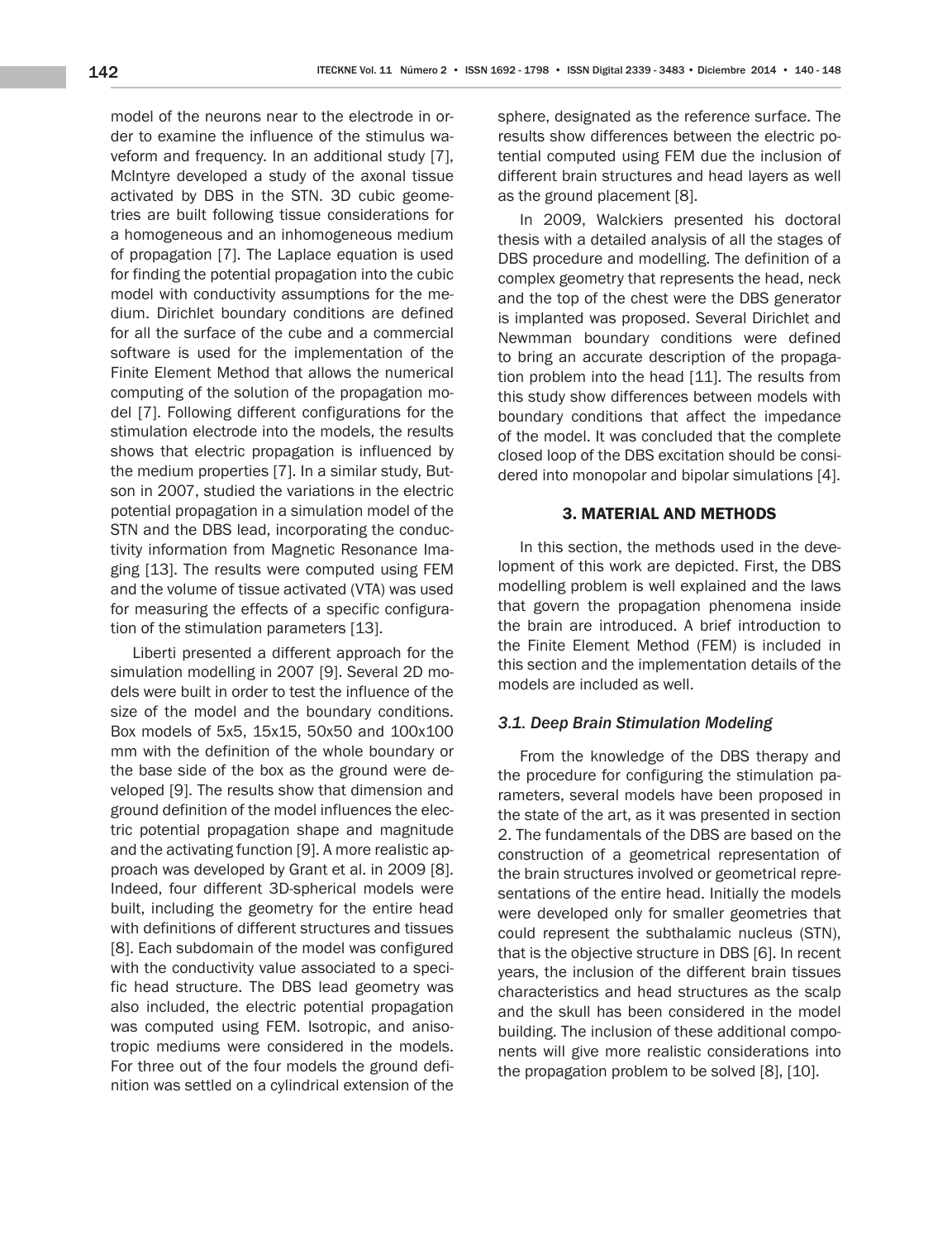model of the neurons near to the electrode in order to examine the influence of the stimulus waveform and frequency. In an additional study [7], McIntyre developed a study of the axonal tissue activated by DBS in the STN. 3D cubic geometries are built following tissue considerations for a homogeneous and an inhomogeneous medium of propagation [7]. The Laplace equation is used for finding the potential propagation into the cubic model with conductivity assumptions for the medium. Dirichlet boundary conditions are defined for all the surface of the cube and a commercial software is used for the implementation of the Finite Element Method that allows the numerical computing of the solution of the propagation model [7]. Following different configurations for the stimulation electrode into the models, the results shows that electric propagation is influenced by the medium properties [7]. In a similar study, Butson in 2007, studied the variations in the electric potential propagation in a simulation model of the STN and the DBS lead, incorporating the conductivity information from Magnetic Resonance Imaging [13]. The results were computed using FEM and the volume of tissue activated (VTA) was used for measuring the effects of a specific configuration of the stimulation parameters [13].

Liberti presented a different approach for the simulation modelling in 2007 [9]. Several 2D models were built in order to test the influence of the size of the model and the boundary conditions. Box models of 5x5, 15x15, 50x50 and 100x100 mm with the definition of the whole boundary or the base side of the box as the ground were developed [9]. The results show that dimension and ground definition of the model influences the electric potential propagation shape and magnitude and the activating function [9]. A more realistic approach was developed by Grant et al. in 2009 [8]. Indeed, four different 3D-spherical models were built, including the geometry for the entire head with definitions of different structures and tissues [8]. Each subdomain of the model was configured with the conductivity value associated to a specific head structure. The DBS lead geometry was also included, the electric potential propagation was computed using FEM. Isotropic, and anisotropic mediums were considered in the models. For three out of the four models the ground definition was settled on a cylindrical extension of the sphere, designated as the reference surface. The results show differences between the electric potential computed using FEM due the inclusion of different brain structures and head layers as well as the ground placement [8].

In 2009, Walckiers presented his doctoral thesis with a detailed analysis of all the stages of DBS procedure and modelling. The definition of a complex geometry that represents the head, neck and the top of the chest were the DBS generator is implanted was proposed. Several Dirichlet and Newmman boundary conditions were defined to bring an accurate description of the propagation problem into the head [11]. The results from this study show differences between models with boundary conditions that affect the impedance of the model. It was concluded that the complete closed loop of the DBS excitation should be considered into monopolar and bipolar simulations [4].

## 3. MATERIAL AND METHODS

In this section, the methods used in the development of this work are depicted. First, the DBS modelling problem is well explained and the laws that govern the propagation phenomena inside the brain are introduced. A brief introduction to the Finite Element Method (FEM) is included in this section and the implementation details of the models are included as well.

### *3.1. Deep Brain Stimulation Modeling*

From the knowledge of the DBS therapy and the procedure for configuring the stimulation parameters, several models have been proposed in the state of the art, as it was presented in section 2. The fundamentals of the DBS are based on the construction of a geometrical representation of the brain structures involved or geometrical representations of the entire head. Initially the models were developed only for smaller geometries that could represent the subthalamic nucleus (STN), that is the objective structure in DBS [6]. In recent years, the inclusion of the different brain tissues characteristics and head structures as the scalp and the skull has been considered in the model building. The inclusion of these additional components will give more realistic considerations into the propagation problem to be solved [8], [10].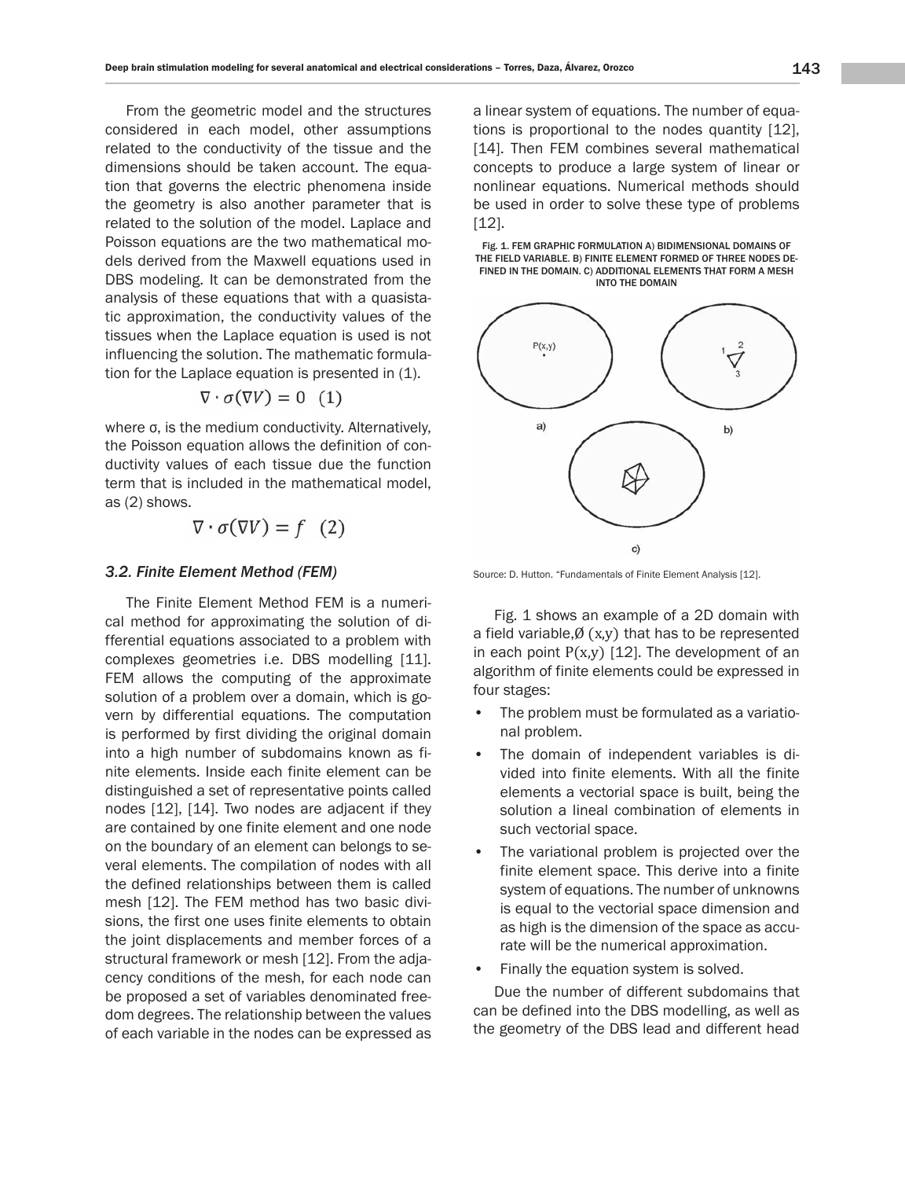From the geometric model and the structures considered in each model, other assumptions related to the conductivity of the tissue and the dimensions should be taken account. The equation that governs the electric phenomena inside the geometry is also another parameter that is related to the solution of the model. Laplace and Poisson equations are the two mathematical models derived from the Maxwell equations used in DBS modeling. It can be demonstrated from the analysis of these equations that with a quasistatic approximation, the conductivity values of the tissues when the Laplace equation is used is not influencing the solution. The mathematic formulation for the Laplace equation is presented in (1).

$$\nabla \cdot \sigma(\nabla V) = 0 \quad (1)$$

where σ, is the medium conductivity. Alternatively, the Poisson equation allows the definition of conductivity values of each tissue due the function term that is included in the mathematical model, as (2) shows.

$$\nabla \cdot \sigma(\nabla V) = f \quad (2)$$

### *3.2. Finite Element Method (FEM)*

The Finite Element Method FEM is a numerical method for approximating the solution of differential equations associated to a problem with complexes geometries i.e. DBS modelling [11]. FEM allows the computing of the approximate solution of a problem over a domain, which is govern by differential equations. The computation is performed by first dividing the original domain into a high number of subdomains known as finite elements. Inside each finite element can be distinguished a set of representative points called nodes [12], [14]. Two nodes are adjacent if they are contained by one finite element and one node on the boundary of an element can belongs to several elements. The compilation of nodes with all the defined relationships between them is called mesh [12]. The FEM method has two basic divisions, the first one uses finite elements to obtain the joint displacements and member forces of a structural framework or mesh [12]. From the adjacency conditions of the mesh, for each node can be proposed a set of variables denominated freedom degrees. The relationship between the values of each variable in the nodes can be expressed as a linear system of equations. The number of equations is proportional to the nodes quantity [12], [14]. Then FEM combines several mathematical concepts to produce a large system of linear or nonlinear equations. Numerical methods should be used in order to solve these type of problems [12].

Fig. 1. FEM GRAPHIC FORMULATION A) BIDIMENSIONAL DOMAINS OF THE FIELD VARIABLE. B) FINITE ELEMENT FORMED OF THREE NODES DEFINED IN THE DOMAIN. C) ADDITIONAL ELEMENTS THAT FORM A MESH INTO THE DOMAIN

Source: D. Hutton. "Fundamentals of Finite Element Analysis [12].

Fig. 1 shows an example of a 2D domain with a field variable, $\emptyset(x,y)$ that has to be represented in each point $P(x,y)$ [12]. The development of an algorithm of finite elements could be expressed in four stages:

- The problem must be formulated as a variational problem.
- The domain of independent variables is divided into finite elements. With all the finite elements a vectorial space is built, being the solution a lineal combination of elements in such vectorial space.
- The variational problem is projected over the finite element space. This derive into a finite system of equations. The number of unknowns is equal to the vectorial space dimension and as high is the dimension of the space as accurate will be the numerical approximation.
- Finally the equation system is solved.

Due the number of different subdomains that can be defined into the DBS modelling, as well as the geometry of the DBS lead and different head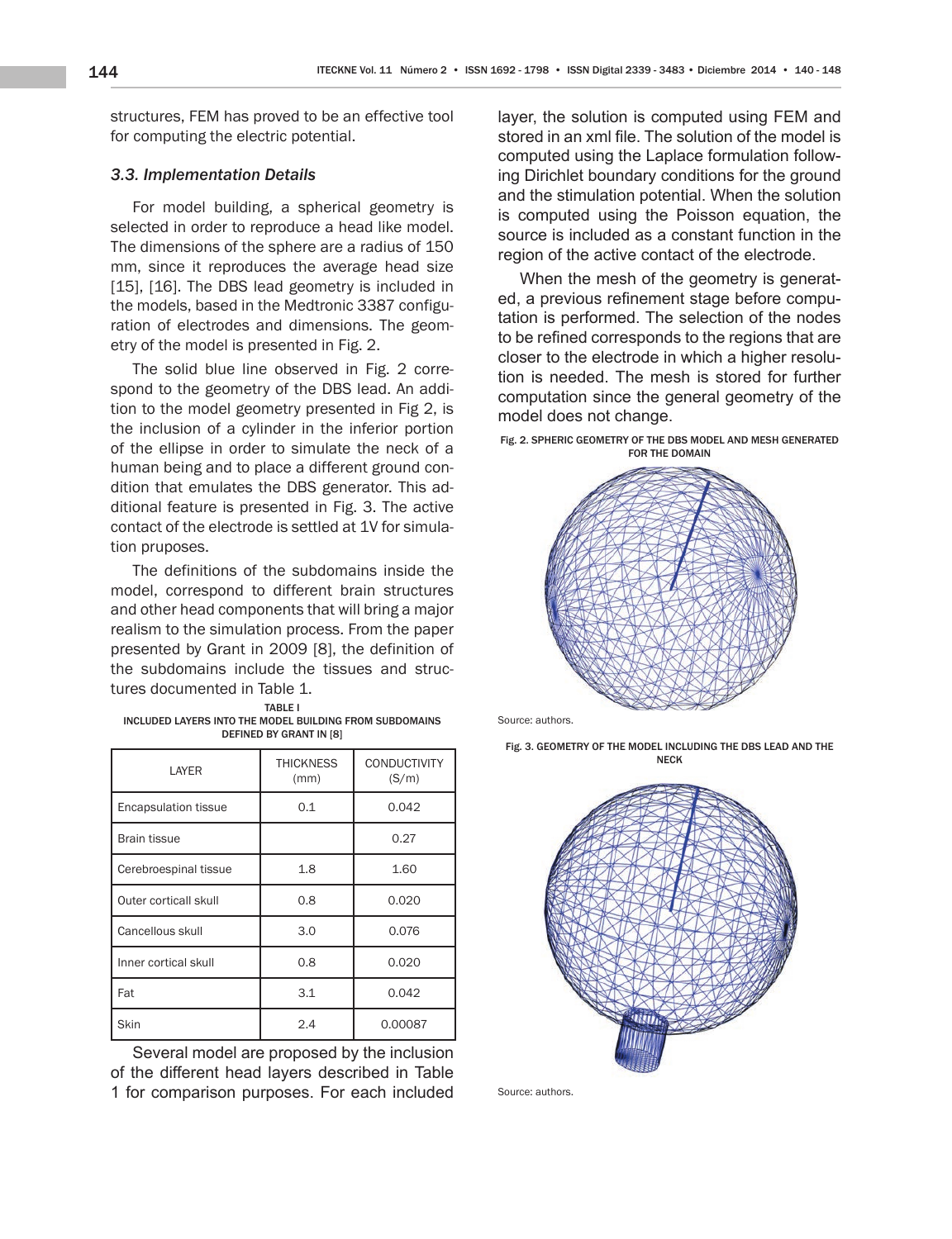structures, FEM has proved to be an effective tool for computing the electric potential.

### *3.3. Implementation Details*

For model building, a spherical geometry is selected in order to reproduce a head like model. The dimensions of the sphere are a radius of 150 mm, since it reproduces the average head size [15], [16]. The DBS lead geometry is included in the models, based in the Medtronic 3387 configuration of electrodes and dimensions. The geometry of the model is presented in Fig. 2.

The solid blue line observed in Fig. 2 correspond to the geometry of the DBS lead. An addition to the model geometry presented in Fig 2, is the inclusion of a cylinder in the inferior portion of the ellipse in order to simulate the neck of a human being and to place a different ground condition that emulates the DBS generator. This additional feature is presented in Fig. 3. The active contact of the electrode is settled at 1V for simulation pruposes.

The definitions of the subdomains inside the model, correspond to different brain structures and other head components that will bring a major realism to the simulation process. From the paper presented by Grant in 2009 [8], the definition of the subdomains include the tissues and structures documented in Table 1.

TABLE I
INCLUDED LAYERS INTO THE MODEL BUILDING FROM SUBDOMAINS DEFINED BY GRANT IN [8]

| LAYER | THICKNESS (mm) | CONDUCTIVITY (S/m) |
|---|---|---|
| Encapsulation tissue | 0.1 | 0.042 |
| Brain tissue | | 0.27 |
| Cerebroespinal tissue | 1.8 | 1.60 |
| Outer corticall skull | 0.8 | 0.020 |
| Cancellous skull | 3.0 | 0.076 |
| Inner cortical skull | 0.8 | 0.020 |
| Fat | 3.1 | 0.042 |
| Skin | 2.4 | 0.00087 |

Several model are proposed by the inclusion of the different head layers described in Table 1 for comparison purposes. For each included layer, the solution is computed using FEM and stored in an xml file. The solution of the model is computed using the Laplace formulation following Dirichlet boundary conditions for the ground and the stimulation potential. When the solution is computed using the Poisson equation, the source is included as a constant function in the region of the active contact of the electrode.

When the mesh of the geometry is generated, a previous refinement stage before computation is performed. The selection of the nodes to be refined corresponds to the regions that are closer to the electrode in which a higher resolution is needed. The mesh is stored for further computation since the general geometry of the model does not change.

Fig. 2. SPHERIC GEOMETRY OF THE DBS MODEL AND MESH GENERATED FOR THE DOMAIN

Source: authors.

Fig. 3. GEOMETRY OF THE MODEL INCLUDING THE DBS LEAD AND THE NECK

Source: authors.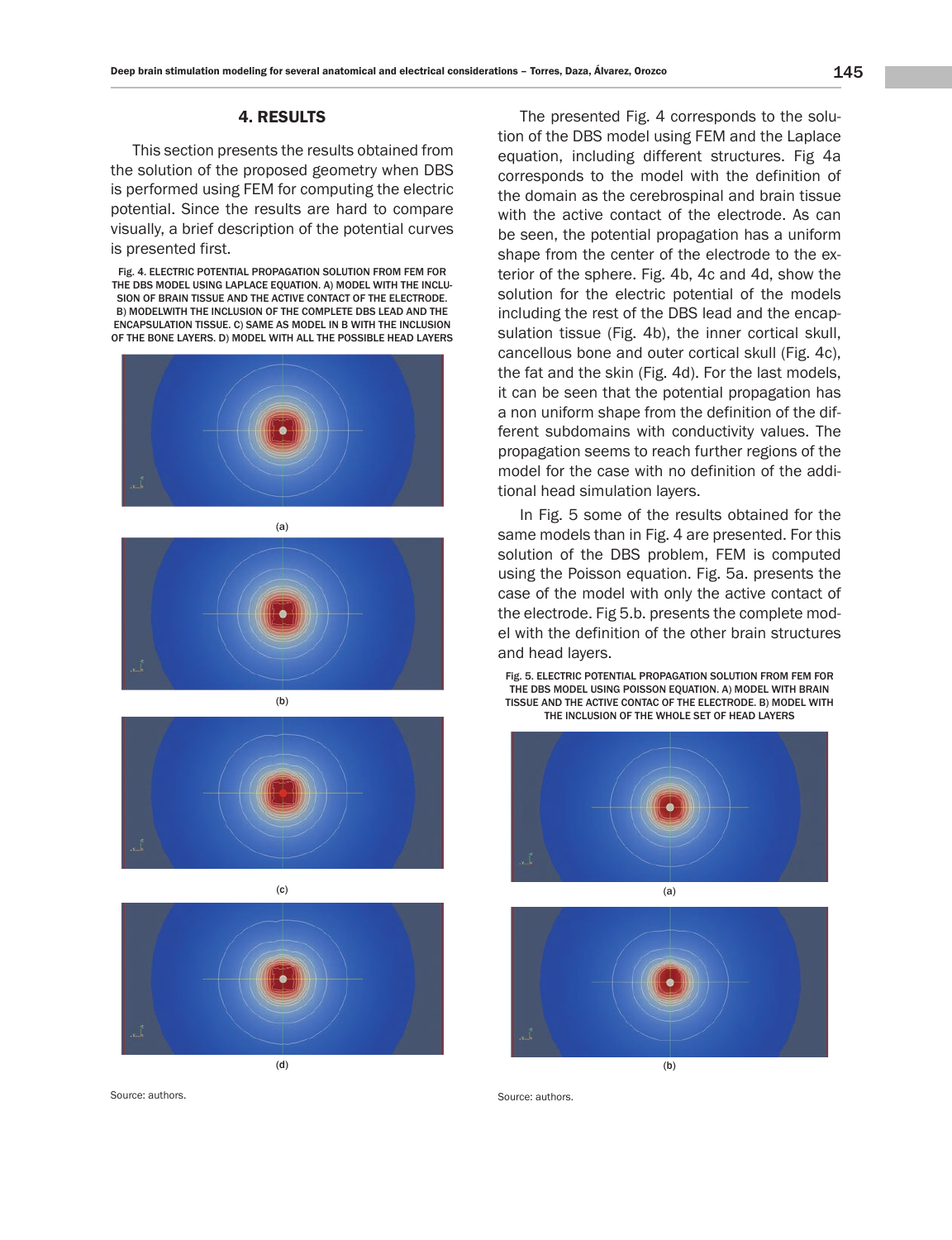## 4. RESULTS

This section presents the results obtained from the solution of the proposed geometry when DBS is performed using FEM for computing the electric potential. Since the results are hard to compare visually, a brief description of the potential curves is presented first.

Fig. 4. ELECTRIC POTENTIAL PROPAGATION SOLUTION FROM FEM FOR THE DBS MODEL USING LAPLACE EQUATION. A) MODEL WITH THE INCLUSION OF BRAIN TISSUE AND THE ACTIVE CONTACT OF THE ELECTRODE. B) MODELWITH THE INCLUSION OF THE COMPLETE DBS LEAD AND THE ENCAPSULATION TISSUE. C) SAME AS MODEL IN B WITH THE INCLUSION OF THE BONE LAYERS. D) MODEL WITH ALL THE POSSIBLE HEAD LAYERS

(a)

(b)

(c)

(d)

Source: authors.

The presented Fig. 4 corresponds to the solution of the DBS model using FEM and the Laplace equation, including different structures. Fig 4a corresponds to the model with the definition of the domain as the cerebrospinal and brain tissue with the active contact of the electrode. As can be seen, the potential propagation has a uniform shape from the center of the electrode to the exterior of the sphere. Fig. 4b, 4c and 4d, show the solution for the electric potential of the models including the rest of the DBS lead and the encapsulation tissue (Fig. 4b), the inner cortical skull, cancellous bone and outer cortical skull (Fig. 4c), the fat and the skin (Fig. 4d). For the last models, it can be seen that the potential propagation has a non uniform shape from the definition of the different subdomains with conductivity values. The propagation seems to reach further regions of the model for the case with no definition of the additional head simulation layers.

In Fig. 5 some of the results obtained for the same models than in Fig. 4 are presented. For this solution of the DBS problem, FEM is computed using the Poisson equation. Fig. 5a. presents the case of the model with only the active contact of the electrode. Fig 5.b. presents the complete model with the definition of the other brain structures and head layers.

Fig. 5. ELECTRIC POTENTIAL PROPAGATION SOLUTION FROM FEM FOR THE DBS MODEL USING POISSON EQUATION. A) MODEL WITH BRAIN TISSUE AND THE ACTIVE CONTAC OF THE ELECTRODE. B) MODEL WITH THE INCLUSION OF THE WHOLE SET OF HEAD LAYERS

(a)

(b)

Source: authors.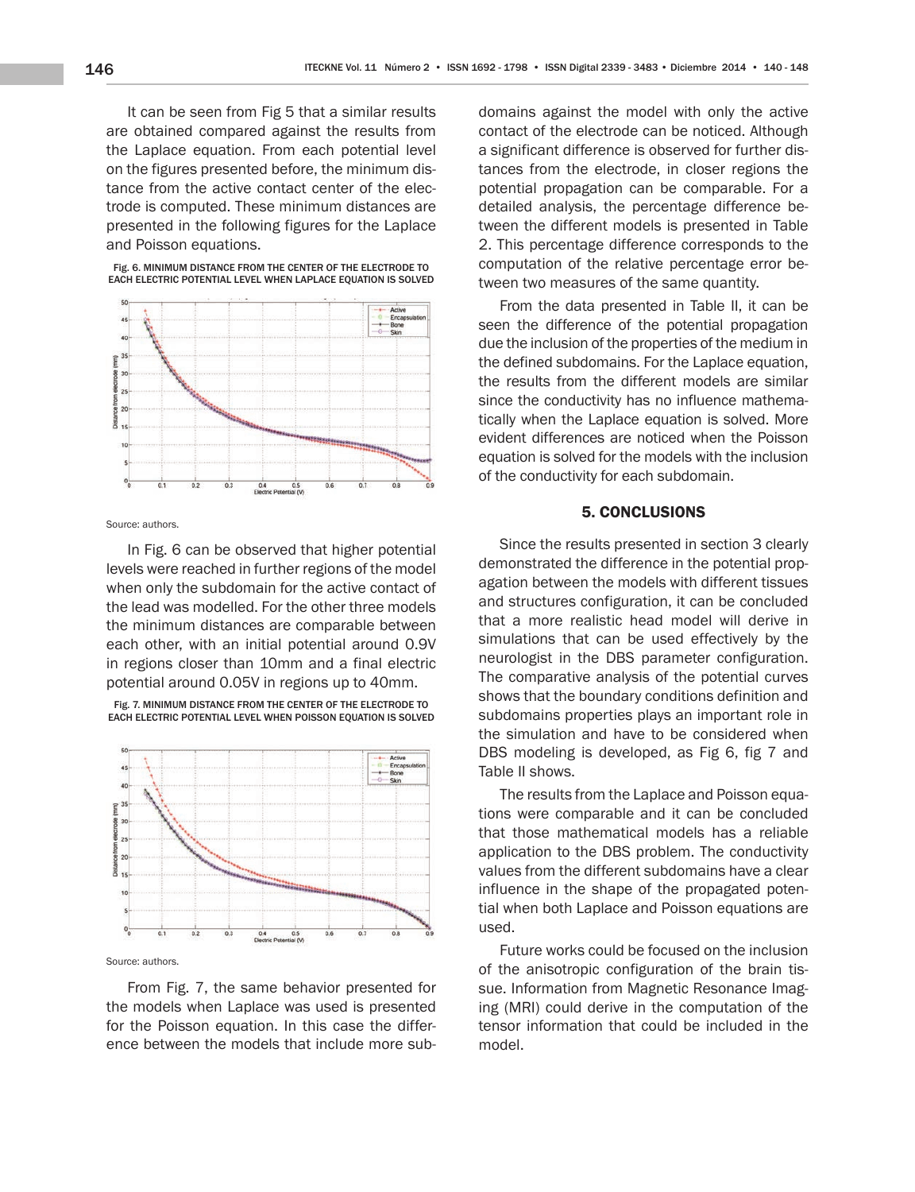It can be seen from Fig 5 that a similar results are obtained compared against the results from the Laplace equation. From each potential level on the figures presented before, the minimum distance from the active contact center of the electrode is computed. These minimum distances are presented in the following figures for the Laplace and Poisson equations.

Fig. 6. MINIMUM DISTANCE FROM THE CENTER OF THE ELECTRODE TO EACH ELECTRIC POTENTIAL LEVEL WHEN LAPLACE EQUATION IS SOLVED

Source: authors.

In Fig. 6 can be observed that higher potential levels were reached in further regions of the model when only the subdomain for the active contact of the lead was modelled. For the other three models the minimum distances are comparable between each other, with an initial potential around 0.9V in regions closer than 10mm and a final electric potential around 0.05V in regions up to 40mm.

Fig. 7. MINIMUM DISTANCE FROM THE CENTER OF THE ELECTRODE TO EACH ELECTRIC POTENTIAL LEVEL WHEN POISSON EQUATION IS SOLVED

Source: authors.

From Fig. 7, the same behavior presented for the models when Laplace was used is presented for the Poisson equation. In this case the difference between the models that include more subdomains against the model with only the active contact of the electrode can be noticed. Although a significant difference is observed for further distances from the electrode, in closer regions the potential propagation can be comparable. For a detailed analysis, the percentage difference between the different models is presented in Table 2. This percentage difference corresponds to the computation of the relative percentage error between two measures of the same quantity.

From the data presented in Table II, it can be seen the difference of the potential propagation due the inclusion of the properties of the medium in the defined subdomains. For the Laplace equation, the results from the different models are similar since the conductivity has no influence mathematically when the Laplace equation is solved. More evident differences are noticed when the Poisson equation is solved for the models with the inclusion of the conductivity for each subdomain.

## 5. CONCLUSIONS

Since the results presented in section 3 clearly demonstrated the difference in the potential propagation between the models with different tissues and structures configuration, it can be concluded that a more realistic head model will derive in simulations that can be used effectively by the neurologist in the DBS parameter configuration. The comparative analysis of the potential curves shows that the boundary conditions definition and subdomains properties plays an important role in the simulation and have to be considered when DBS modeling is developed, as Fig 6, fig 7 and Table II shows.

The results from the Laplace and Poisson equations were comparable and it can be concluded that those mathematical models has a reliable application to the DBS problem. The conductivity values from the different subdomains have a clear influence in the shape of the propagated potential when both Laplace and Poisson equations are used.

Future works could be focused on the inclusion of the anisotropic configuration of the brain tissue. Information from Magnetic Resonance Imaging (MRI) could derive in the computation of the tensor information that could be included in the model.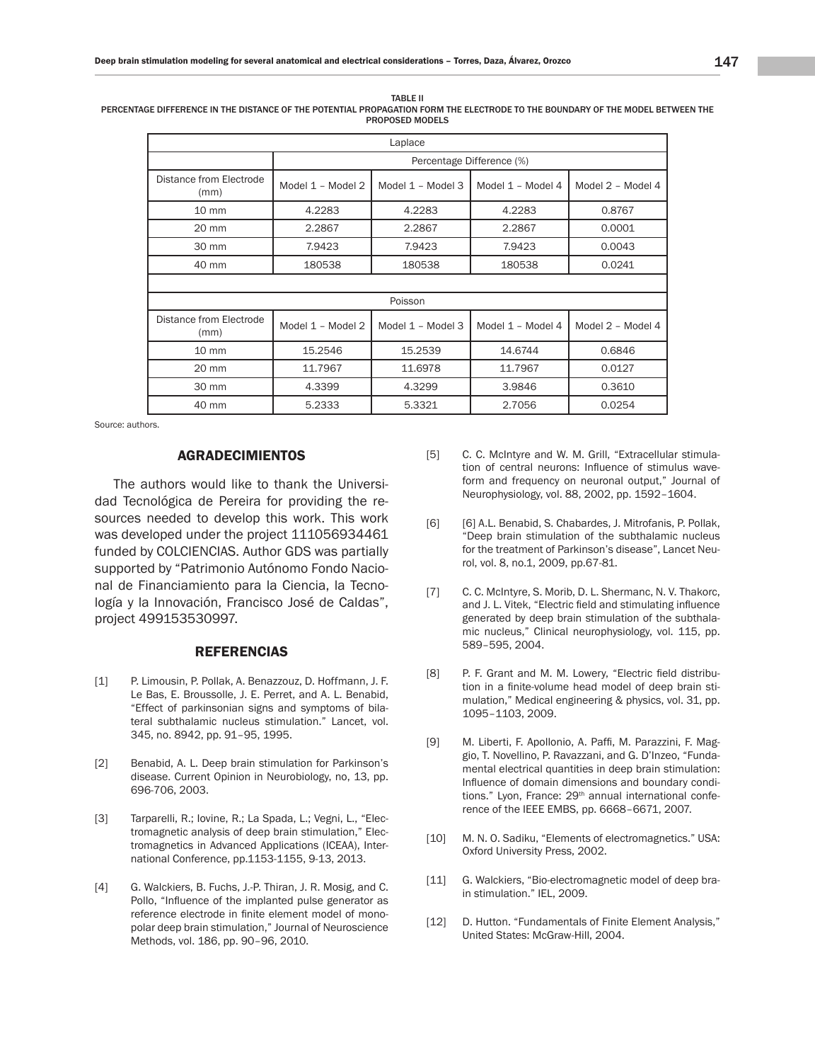TABLE II
PERCENTAGE DIFFERENCE IN THE DISTANCE OF THE POTENTIAL PROPAGATION FORM THE ELECTRODE TO THE BOUNDARY OF THE MODEL BETWEEN THE PROPOSED MODELS

| Laplace | | | | |
|---|---|---|---|---|
| | Percentage Difference (%) | | | |
| Distance from Electrode (mm) | Model 1 – Model 2 | Model 1 – Model 3 | Model 1 – Model 4 | Model 2 – Model 4 |
| 10 mm | 4.2283 | 4.2283 | 4.2283 | 0.8767 |
| 20 mm | 2.2867 | 2.2867 | 2.2867 | 0.0001 |
| 30 mm | 7.9423 | 7.9423 | 7.9423 | 0.0043 |
| 40 mm | 180538 | 180538 | 180538 | 0.0241 |
| | | | | |
| Poisson | | | | |
| Distance from Electrode (mm) | Model 1 – Model 2 | Model 1 – Model 3 | Model 1 – Model 4 | Model 2 – Model 4 |
| 10 mm | 15.2546 | 15.2539 | 14.6744 | 0.6846 |
| 20 mm | 11.7967 | 11.6978 | 11.7967 | 0.0127 |
| 30 mm | 4.3399 | 4.3299 | 3.9846 | 0.3610 |
| 40 mm | 5.2333 | 5.3321 | 2.7056 | 0.0254 |

Source: authors.

## AGRADECIMIENTOS

The authors would like to thank the Universidad Tecnológica de Pereira for providing the resources needed to develop this work. This work was developed under the project 111056934461 funded by COLCIENCIAS. Author GDS was partially supported by “Patrimonio Autónomo Fondo Nacional de Financiamiento para la Ciencia, la Tecnología y la Innovación, Francisco José de Caldas”, project 499153530997.

## REFERENCIAS

[1] P. Limousin, P. Pollak, A. Benazzouz, D. Hoffmann, J. F. Le Bas, E. Broussolle, J. E. Perret, and A. L. Benabid, “Effect of parkinsonian signs and symptoms of bilateral subthalamic nucleus stimulation.” Lancet, vol. 345, no. 8942, pp. 91–95, 1995.

[2] Benabid, A. L. Deep brain stimulation for Parkinson’s disease. Current Opinion in Neurobiology, no, 13, pp. 696-706, 2003.

[3] Tarparelli, R.; Iovine, R.; La Spada, L.; Vegni, L., “Electromagnetic analysis of deep brain stimulation,” Electromagnetics in Advanced Applications (ICEAA), International Conference, pp.1153-1155, 9-13, 2013.

[4] G. Walckiers, B. Fuchs, J.-P. Thiran, J. R. Mosig, and C. Pollo, “Influence of the implanted pulse generator as reference electrode in finite element model of monopolar deep brain stimulation,” Journal of Neuroscience Methods, vol. 186, pp. 90–96, 2010.

[5] C. C. McIntyre and W. M. Grill, “Extracellular stimulation of central neurons: Influence of stimulus waveform and frequency on neuronal output,” Journal of Neurophysiology, vol. 88, 2002, pp. 1592–1604.

[6] [6] A.L. Benabid, S. Chabardes, J. Mitrofanis, P. Pollak, “Deep brain stimulation of the subthalamic nucleus for the treatment of Parkinson’s disease”, Lancet Neurol, vol. 8, no.1, 2009, pp.67-81.

[7] C. C. McIntyre, S. Morib, D. L. Shermanc, N. V. Thakorc, and J. L. Vitek, “Electric field and stimulating influence generated by deep brain stimulation of the subthalamic nucleus,” Clinical neurophysiology, vol. 115, pp. 589–595, 2004.

[8] P. F. Grant and M. M. Lowery, “Electric field distribution in a finite-volume head model of deep brain stimulation,” Medical engineering & physics, vol. 31, pp. 1095–1103, 2009.

[9] M. Liberti, F. Apollonio, A. Paffi, M. Parazzini, F. Maggio, T. Novellino, P. Ravazzani, and G. D’Inzeo, “Fundamental electrical quantities in deep brain stimulation: Influence of domain dimensions and boundary conditions.” Lyon, France: 29th annual international conference of the IEEE EMBS, pp. 6668–6671, 2007.

[10] M. N. O. Sadiku, “Elements of electromagnetics.” USA: Oxford University Press, 2002.

[11] G. Walckiers, “Bio-electromagnetic model of deep brain stimulation.” IEL, 2009.

[12] D. Hutton. “Fundamentals of Finite Element Analysis,” United States: McGraw-Hill, 2004.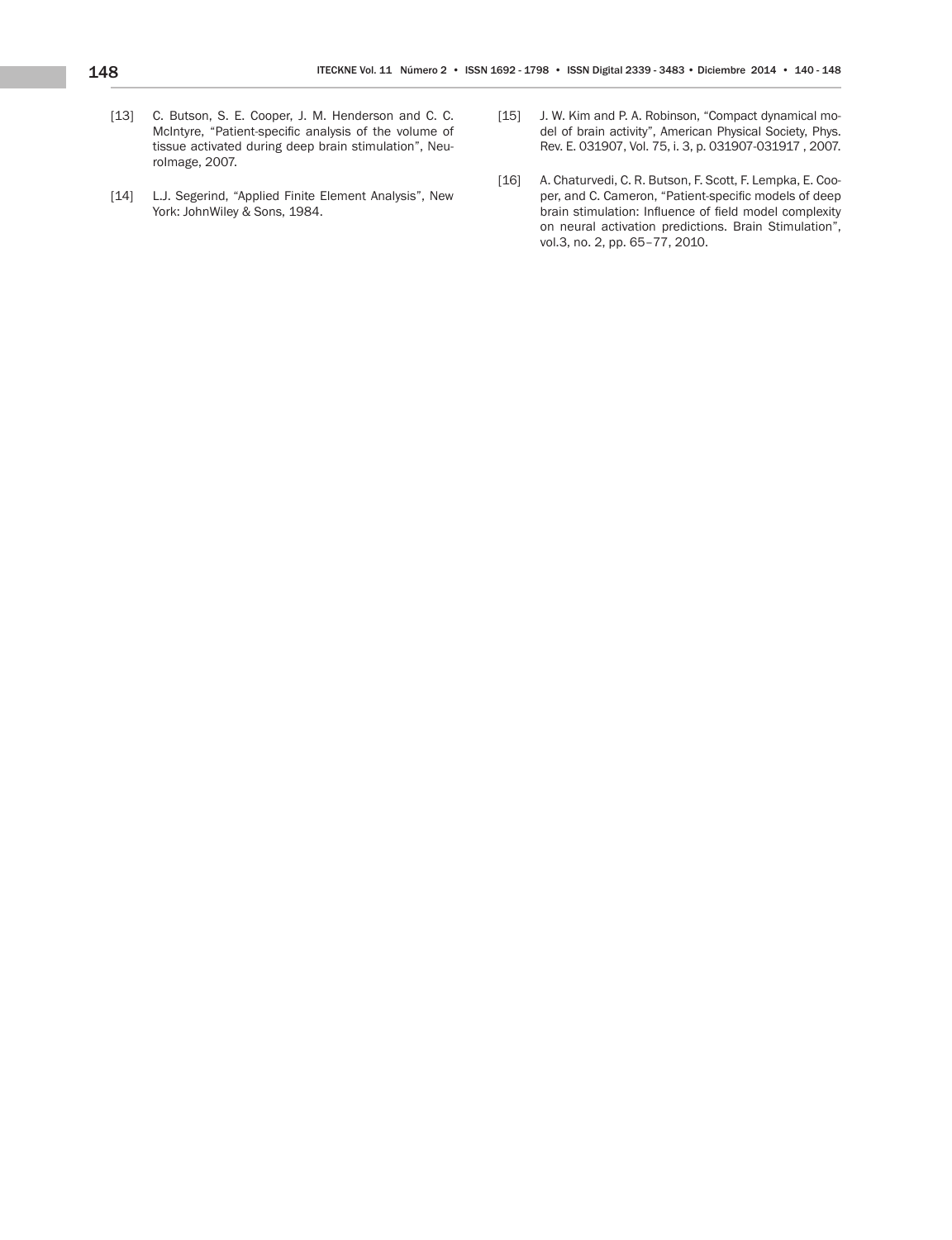[13] C. Butson, S. E. Cooper, J. M. Henderson and C. C. McIntyre, "Patient-specific analysis of the volume of tissue activated during deep brain stimulation", NeuroImage, 2007.

[14] L.J. Segerind, "Applied Finite Element Analysis", New York: JohnWiley & Sons, 1984.

[15] J. W. Kim and P. A. Robinson, "Compact dynamical model of brain activity", American Physical Society, Phys. Rev. E. 031907, Vol. 75, i. 3, p. 031907-031917 , 2007.

[16] A. Chaturvedi, C. R. Butson, F. Scott, F. Lempka, E. Cooper, and C. Cameron, "Patient-specific models of deep brain stimulation: Influence of field model complexity on neural activation predictions. Brain Stimulation", vol.3, no. 2, pp. 65–77, 2010.